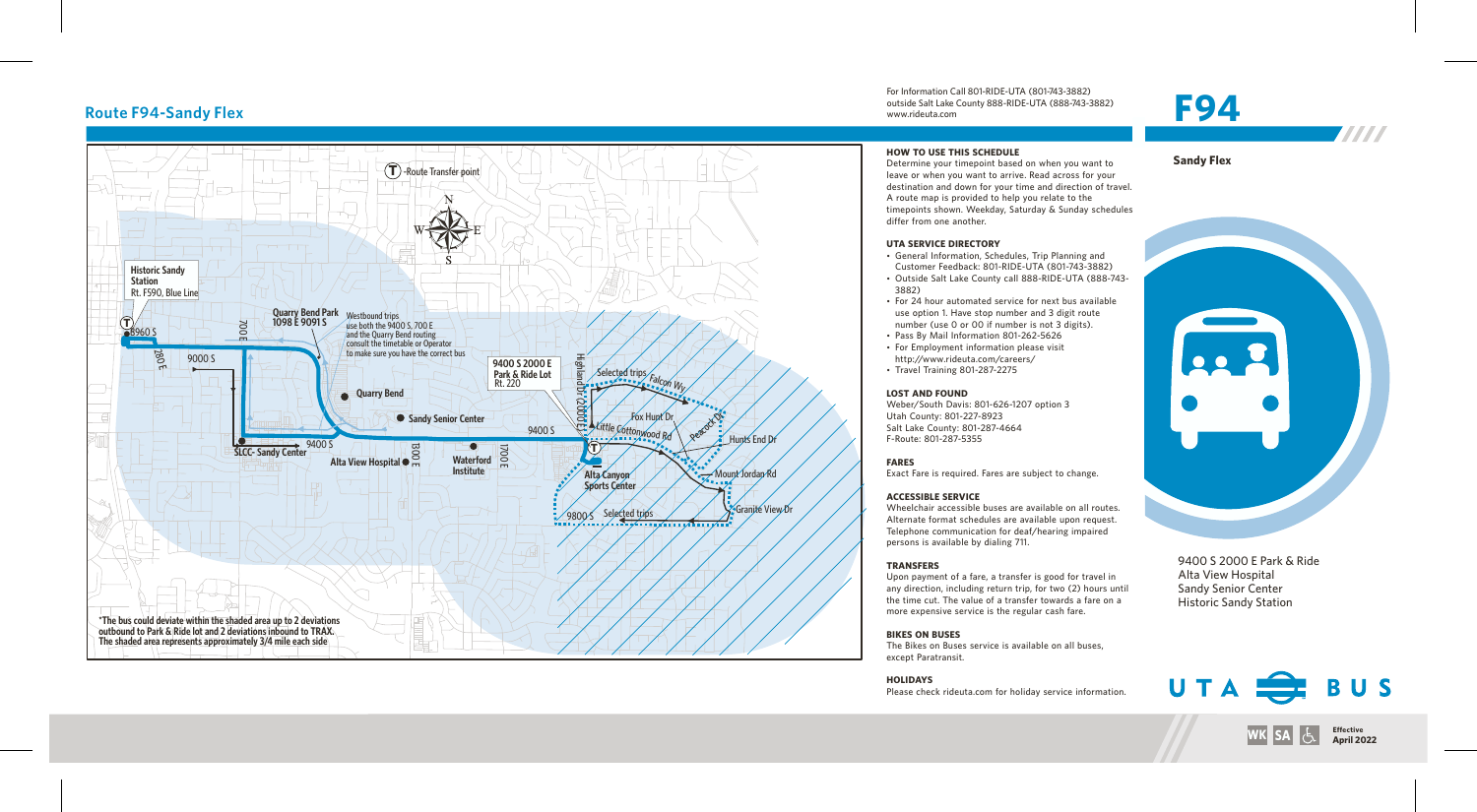# Route F94-Sandy Flex

T -Route Transfer point

Historic Sandy Station
Rt. F590, Blue Line

Quarry Bend Park
1098 E 9091 S

Westbound trips use both the 9400 S, 700 E and the Quarry Bend routing consult the timetable or Operator to make sure you have the correct bus

9400 S 2000 E
Park & Ride Lot
Rt. 220

Quarry Bend

Sandy Senior Center

SLCC- Sandy Center

Alta View Hospital

Waterford Institute

Alta Canyon Sports Center

Selected trips

*The bus could deviate within the shaded area up to 2 deviations outbound to Park & Ride lot and 2 deviations inbound to TRAX. The shaded area represents approximately 3/4 mile each side

For Information Call 801-RIDE-UTA (801-743-3882)
outside Salt Lake County 888-RIDE-UTA (888-743-3882)
www.rideuta.com

### HOW TO USE THIS SCHEDULE

Determine your timepoint based on when you want to leave or when you want to arrive. Read across for your destination and down for your time and direction of travel. A route map is provided to help you relate to the timepoints shown. Weekday, Saturday & Sunday schedules differ from one another.

### UTA SERVICE DIRECTORY

- General Information, Schedules, Trip Planning and Customer Feedback: 801-RIDE-UTA (801-743-3882)
- Outside Salt Lake County call 888-RIDE-UTA (888-743-3882)
- For 24 hour automated service for next bus available use option 1. Have stop number and 3 digit route number (use 0 or 00 if number is not 3 digits).
- Pass By Mail Information 801-262-5626
- For Employment information please visit http://www.rideuta.com/careers/
- Travel Training 801-287-2275

### LOST AND FOUND

Weber/South Davis: 801-626-1207 option 3
Utah County: 801-227-8923
Salt Lake County: 801-287-4664
F-Route: 801-287-5355

### FARES

Exact Fare is required. Fares are subject to change.

### ACCESSIBLE SERVICE

Wheelchair accessible buses are available on all routes. Alternate format schedules are available upon request. Telephone communication for deaf/hearing impaired persons is available by dialing 711.

### TRANSFERS

Upon payment of a fare, a transfer is good for travel in any direction, including return trip, for two (2) hours until the time cut. The value of a transfer towards a fare on a more expensive service is the regular cash fare.

### BIKES ON BUSES

The Bikes on Buses service is available on all buses, except Paratransit.

### HOLIDAYS

Please check rideuta.com for holiday service information.

# F94

**Sandy Flex**

9400 S 2000 E Park & Ride
Alta View Hospital
Sandy Senior Center
Historic Sandy Station

UTA BUS

WK SA

Effective April 2022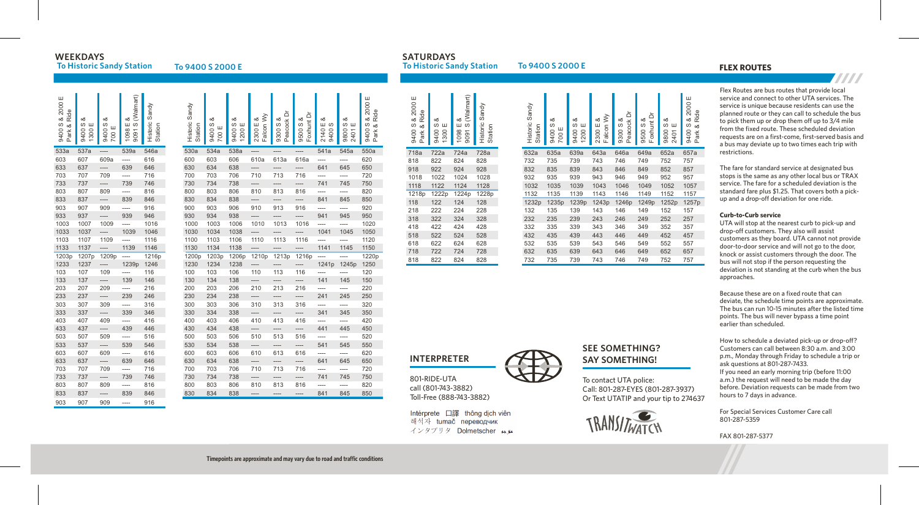## WEEKDAYS

### To Historic Sandy Station

| 9400 S & 2000 E Park & Ride | 9400 S & 1300 E | 9400 S & 700 E | 1098 E & 9091 S (Walmart) | Historic Sandy Station |
|---|---|---|---|---|
| 533a | 537a | ---- | 539a | 546a |
| 603 | 607 | 609a | ---- | 616 |
| 633 | 637 | ---- | 639 | 646 |
| 703 | 707 | 709 | ---- | 716 |
| 733 | 737 | ---- | 739 | 746 |
| 803 | 807 | 809 | ---- | 816 |
| 833 | 837 | ---- | 839 | 846 |
| 903 | 907 | 909 | ---- | 916 |
| 933 | 937 | ---- | 939 | 946 |
| 1003 | 1007 | 1009 | ---- | 1016 |
| 1033 | 1037 | ---- | 1039 | 1046 |
| 1103 | 1107 | 1109 | ---- | 1116 |
| 1133 | 1137 | ---- | 1139 | 1146 |
| 1203p | 1207p | 1209p | ---- | 1216p |
| 1233 | 1237 | ---- | 1239p | 1246 |
| 103 | 107 | 109 | ---- | 116 |
| 133 | 137 | ---- | 139 | 146 |
| 203 | 207 | 209 | ---- | 216 |
| 233 | 237 | ---- | 239 | 246 |
| 303 | 307 | 309 | ---- | 316 |
| 333 | 337 | ---- | 339 | 346 |
| 403 | 407 | 409 | ---- | 416 |
| 433 | 437 | ---- | 439 | 446 |
| 503 | 507 | 509 | ---- | 516 |
| 533 | 537 | ---- | 539 | 546 |
| 603 | 607 | 609 | ---- | 616 |
| 633 | 637 | ---- | 639 | 646 |
| 703 | 707 | 709 | ---- | 716 |
| 733 | 737 | ---- | 739 | 746 |
| 803 | 807 | 809 | ---- | 816 |
| 833 | 837 | ---- | 839 | 846 |
| 903 | 907 | 909 | ---- | 916 |

### To 9400 S 2000 E

| Historic Sandy Station | 9400 S & 700 E | 9400 S & 1200 E | 2300 E & Falcon Wy | 9300 S & Peacock Dr | 9500 S & Foxhunt Dr | 2140 E & 9400 S | 9800 S & 2401 E | 9400 S & 2000 E Park & Ride |
|---|---|---|---|---|---|---|---|---|
| 530a | 534a | 538a | ---- | ---- | ---- | 541a | 545a | 550a |
| 600 | 603 | 606 | 610a | 613a | 616a | ---- | ---- | 620 |
| 630 | 634 | 638 | ---- | ---- | ---- | 641 | 645 | 650 |
| 700 | 703 | 706 | 710 | 713 | 716 | ---- | ---- | 720 |
| 730 | 734 | 738 | ---- | ---- | ---- | 741 | 745 | 750 |
| 800 | 803 | 806 | 810 | 813 | 816 | ---- | ---- | 820 |
| 830 | 834 | 838 | ---- | ---- | ---- | 841 | 845 | 850 |
| 900 | 903 | 906 | 910 | 913 | 916 | ---- | ---- | 920 |
| 930 | 934 | 938 | ---- | ---- | ---- | 941 | 945 | 950 |
| 1000 | 1003 | 1006 | 1010 | 1013 | 1016 | ---- | ---- | 1020 |
| 1030 | 1034 | 1038 | ---- | ---- | ---- | 1041 | 1045 | 1050 |
| 1100 | 1103 | 1106 | 1110 | 1113 | 1116 | ---- | ---- | 1120 |
| 1130 | 1134 | 1138 | ---- | ---- | ---- | 1141 | 1145 | 1150 |
| 1200p | 1203p | 1206p | 1210p | 1213p | 1216p | ---- | ---- | 1220p |
| 1230 | 1234 | 1238 | ---- | ---- | ---- | 1241p | 1245p | 1250 |
| 100 | 103 | 106 | 110 | 113 | 116 | ---- | ---- | 120 |
| 130 | 134 | 138 | ---- | ---- | ---- | 141 | 145 | 150 |
| 200 | 203 | 206 | 210 | 213 | 216 | ---- | ---- | 220 |
| 230 | 234 | 238 | ---- | ---- | ---- | 241 | 245 | 250 |
| 300 | 303 | 306 | 310 | 313 | 316 | ---- | ---- | 320 |
| 330 | 334 | 338 | ---- | ---- | ---- | 341 | 345 | 350 |
| 400 | 403 | 406 | 410 | 413 | 416 | ---- | ---- | 420 |
| 430 | 434 | 438 | ---- | ---- | ---- | 441 | 445 | 450 |
| 500 | 503 | 506 | 510 | 513 | 516 | ---- | ---- | 520 |
| 530 | 534 | 538 | ---- | ---- | ---- | 541 | 545 | 550 |
| 600 | 603 | 606 | 610 | 613 | 616 | ---- | ---- | 620 |
| 630 | 634 | 638 | ---- | ---- | ---- | 641 | 645 | 650 |
| 700 | 703 | 706 | 710 | 713 | 716 | ---- | ---- | 720 |
| 730 | 734 | 738 | ---- | ---- | ---- | 741 | 745 | 750 |
| 800 | 803 | 806 | 810 | 813 | 816 | ---- | ---- | 820 |
| 830 | 834 | 838 | ---- | ---- | ---- | 841 | 845 | 850 |

## SATURDAYS

### To Historic Sandy Station

| 9400 S & 2000 E Park & Ride | 9400 S & 1300 E | 1098 E & 9091 S (Walmart) | Historic Sandy Station |
|---|---|---|---|
| 718a | 722a | 724a | 728a |
| 818 | 822 | 824 | 828 |
| 918 | 922 | 924 | 928 |
| 1018 | 1022 | 1024 | 1028 |
| 1118 | 1122 | 1124 | 1128 |
| 1218p | 1222p | 1224p | 1228p |
| 118 | 122 | 124 | 128 |
| 218 | 222 | 224 | 228 |
| 318 | 322 | 324 | 328 |
| 418 | 422 | 424 | 428 |
| 518 | 522 | 524 | 528 |
| 618 | 622 | 624 | 628 |
| 718 | 722 | 724 | 728 |
| 818 | 822 | 824 | 828 |

### To 9400 S 2000 E

| Historic Sandy Station | 9400 S & 700 E | 9400 S & 1200 E | 2300 E & Falcon Wy | 9300 S & Peacock Dr | 9500 S & Foxhunt Dr | 9800 S & 2401 E | 9400 S & 2000 E Park & Ride |
|---|---|---|---|---|---|---|---|
| 632a | 635a | 639a | 643a | 646a | 649a | 652a | 657a |
| 732 | 735 | 739 | 743 | 746 | 749 | 752 | 757 |
| 832 | 835 | 839 | 843 | 846 | 849 | 852 | 857 |
| 932 | 935 | 939 | 943 | 946 | 949 | 952 | 957 |
| 1032 | 1035 | 1039 | 1043 | 1046 | 1049 | 1052 | 1057 |
| 1132 | 1135 | 1139 | 1143 | 1146 | 1149 | 1152 | 1157 |
| 1232p | 1235p | 1239p | 1243p | 1246p | 1249p | 1252p | 1257p |
| 132 | 135 | 139 | 143 | 146 | 149 | 152 | 157 |
| 232 | 235 | 239 | 243 | 246 | 249 | 252 | 257 |
| 332 | 335 | 339 | 343 | 346 | 349 | 352 | 357 |
| 432 | 435 | 439 | 443 | 446 | 449 | 452 | 457 |
| 532 | 535 | 539 | 543 | 546 | 549 | 552 | 557 |
| 632 | 635 | 639 | 643 | 646 | 649 | 652 | 657 |
| 732 | 735 | 739 | 743 | 746 | 749 | 752 | 757 |

## INTERPRETER

801-RIDE-UTA
call (801-743-3882)
Toll-Free (888-743-3882)

Intérprete 口譯 thông dịch viên
해석자 tumač переводчик
インタプリタ Dolmetscher

## SEE SOMETHING? SAY SOMETHING!

To contact UTA police:
Call: 801-287-EYES (801-287-3937)
Or Text UTATIP and your tip to 274637

TRANSITWATCH

## FLEX ROUTES

Flex Routes are bus routes that provide local service and connect to other UTA services. The service is unique because residents can use the planned route or they can call to schedule the bus to pick them up or drop them off up to 3/4 mile from the fixed route. These scheduled deviation requests are on a first-come, first-served basis and a bus may deviate up to two times each trip with restrictions.

The fare for standard service at designated bus stops is the same as any other local bus or TRAX service. The fare for a scheduled deviation is the standard fare plus $1.25. That covers both a pick-up and a drop-off deviation for one ride.

**Curb-to-Curb service**
UTA will stop at the nearest curb to pick-up and drop-off customers. They also will assist customers as they board. UTA cannot not provide door-to-door service and will not go to the door, knock or assist customers through the door. The bus will not stop if the person requesting the deviation is not standing at the curb when the bus approaches.

Because these are on a fixed route that can deviate, the schedule time points are approximate. The bus can run 10-15 minutes after the listed time points. The bus will never bypass a time point earlier than scheduled.

How to schedule a deviated pick-up or drop-off? Customers can call between 8:30 a.m. and 3:00 p.m., Monday through Friday to schedule a trip or ask questions at 801-287-7433.
If you need an early morning trip (before 11:00 a.m.) the request will need to be made the day before. Deviation requests can be made from two hours to 7 days in advance.

For Special Services Customer Care call 801-287-5359

FAX 801-287-5377

**Timepoints are approximate and may vary due to road and traffic conditions**